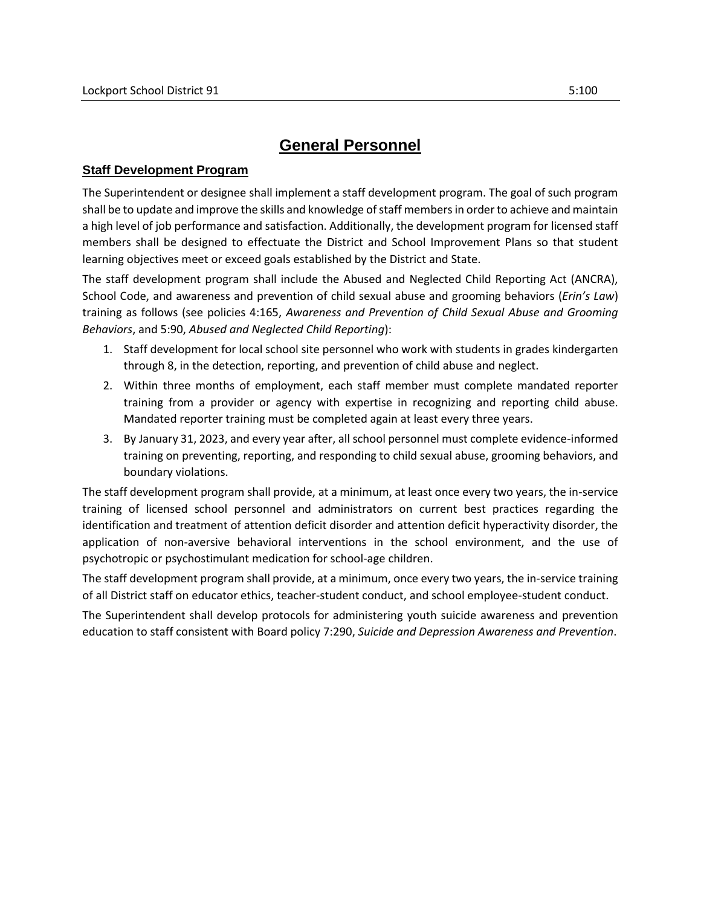# General Personnel

## Staff Development Program

The Superintendent or designee shall implement a staff development program. The goal of such program shall be to update and improve the skills and knowledge of staff members in order to achieve and maintain a high level of job performance and satisfaction. Additionally, the development program for licensed staff members shall be designed to effectuate the District and School Improvement Plans so that student learning objectives meet or exceed goals established by the District and State.

The staff development program shall include the Abused and Neglected Child Reporting Act (ANCRA), School Code, and awareness and prevention of child sexual abuse and grooming behaviors (*Erin's Law*) training as follows (see policies 4:165, *Awareness and Prevention of Child Sexual Abuse and Grooming Behaviors*, and 5:90, *Abused and Neglected Child Reporting*):

1. Staff development for local school site personnel who work with students in grades kindergarten through 8, in the detection, reporting, and prevention of child abuse and neglect.
2. Within three months of employment, each staff member must complete mandated reporter training from a provider or agency with expertise in recognizing and reporting child abuse. Mandated reporter training must be completed again at least every three years.
3. By January 31, 2023, and every year after, all school personnel must complete evidence-informed training on preventing, reporting, and responding to child sexual abuse, grooming behaviors, and boundary violations.

The staff development program shall provide, at a minimum, at least once every two years, the in-service training of licensed school personnel and administrators on current best practices regarding the identification and treatment of attention deficit disorder and attention deficit hyperactivity disorder, the application of non-aversive behavioral interventions in the school environment, and the use of psychotropic or psychostimulant medication for school-age children.

The staff development program shall provide, at a minimum, once every two years, the in-service training of all District staff on educator ethics, teacher-student conduct, and school employee-student conduct.

The Superintendent shall develop protocols for administering youth suicide awareness and prevention education to staff consistent with Board policy 7:290, *Suicide and Depression Awareness and Prevention*.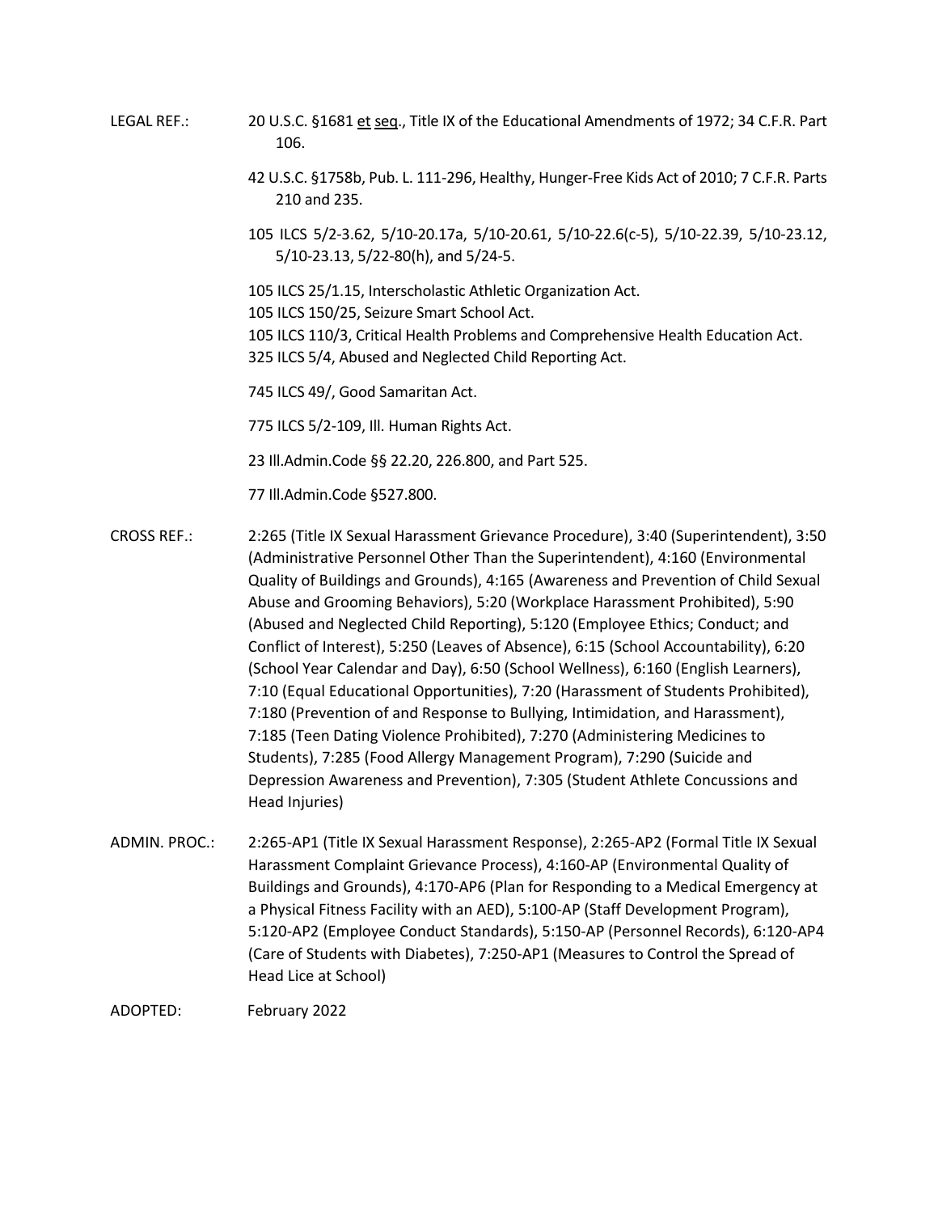LEGAL REF.: 20 U.S.C. §1681 et seq., Title IX of the Educational Amendments of 1972; 34 C.F.R. Part 106.

42 U.S.C. §1758b, Pub. L. 111-296, Healthy, Hunger-Free Kids Act of 2010; 7 C.F.R. Parts 210 and 235.

105 ILCS 5/2-3.62, 5/10-20.17a, 5/10-20.61, 5/10-22.6(c-5), 5/10-22.39, 5/10-23.12, 5/10-23.13, 5/22-80(h), and 5/24-5.

105 ILCS 25/1.15, Interscholastic Athletic Organization Act.
105 ILCS 150/25, Seizure Smart School Act.
105 ILCS 110/3, Critical Health Problems and Comprehensive Health Education Act.
325 ILCS 5/4, Abused and Neglected Child Reporting Act.

745 ILCS 49/, Good Samaritan Act.

775 ILCS 5/2-109, Ill. Human Rights Act.

23 Ill.Admin.Code §§ 22.20, 226.800, and Part 525.

77 Ill.Admin.Code §527.800.

CROSS REF.: 2:265 (Title IX Sexual Harassment Grievance Procedure), 3:40 (Superintendent), 3:50 (Administrative Personnel Other Than the Superintendent), 4:160 (Environmental Quality of Buildings and Grounds), 4:165 (Awareness and Prevention of Child Sexual Abuse and Grooming Behaviors), 5:20 (Workplace Harassment Prohibited), 5:90 (Abused and Neglected Child Reporting), 5:120 (Employee Ethics; Conduct; and Conflict of Interest), 5:250 (Leaves of Absence), 6:15 (School Accountability), 6:20 (School Year Calendar and Day), 6:50 (School Wellness), 6:160 (English Learners), 7:10 (Equal Educational Opportunities), 7:20 (Harassment of Students Prohibited), 7:180 (Prevention of and Response to Bullying, Intimidation, and Harassment), 7:185 (Teen Dating Violence Prohibited), 7:270 (Administering Medicines to Students), 7:285 (Food Allergy Management Program), 7:290 (Suicide and Depression Awareness and Prevention), 7:305 (Student Athlete Concussions and Head Injuries)

ADMIN. PROC.: 2:265-AP1 (Title IX Sexual Harassment Response), 2:265-AP2 (Formal Title IX Sexual Harassment Complaint Grievance Process), 4:160-AP (Environmental Quality of Buildings and Grounds), 4:170-AP6 (Plan for Responding to a Medical Emergency at a Physical Fitness Facility with an AED), 5:100-AP (Staff Development Program), 5:120-AP2 (Employee Conduct Standards), 5:150-AP (Personnel Records), 6:120-AP4 (Care of Students with Diabetes), 7:250-AP1 (Measures to Control the Spread of Head Lice at School)

ADOPTED: February 2022